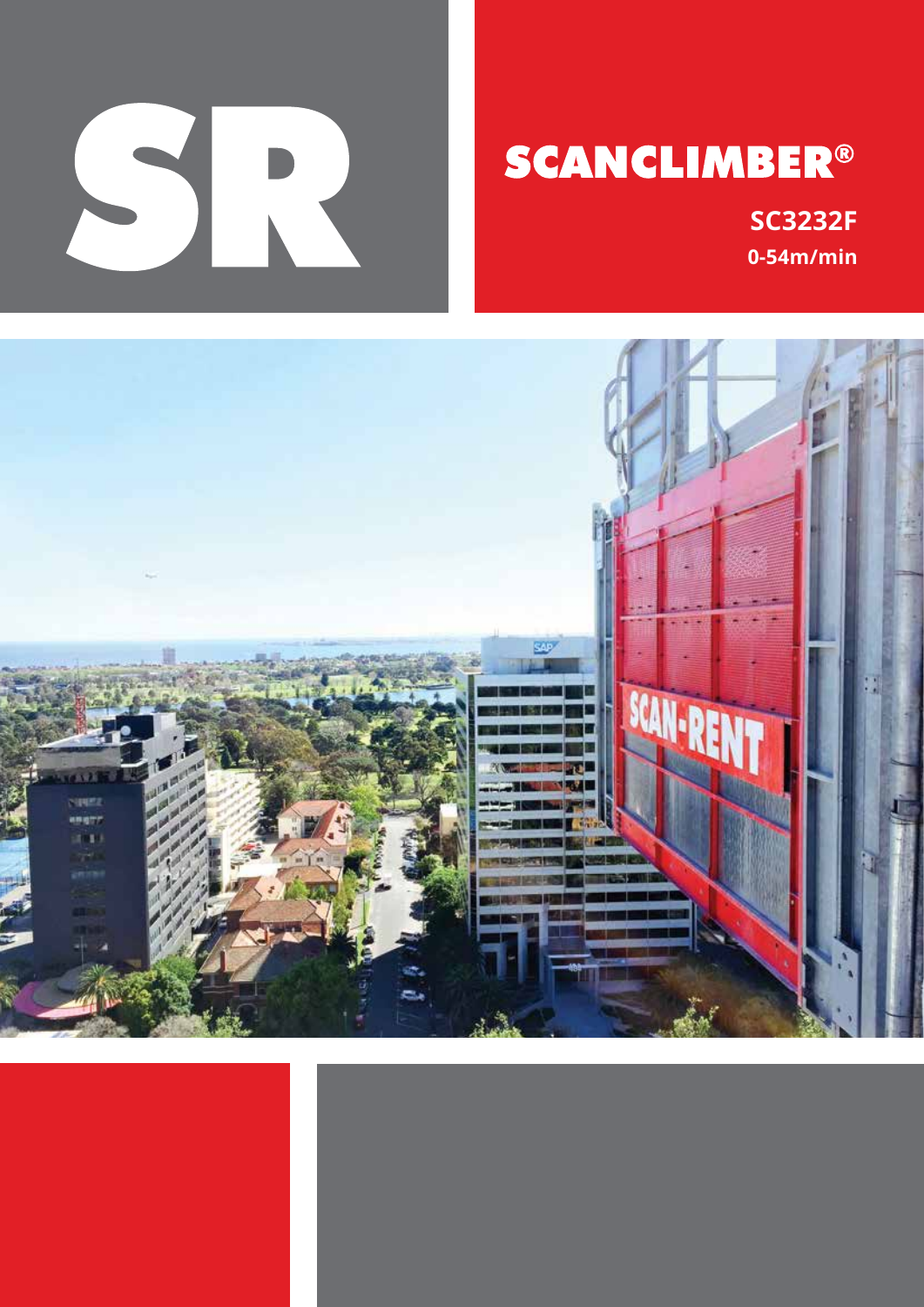# SR

## SCANCLIMBER®

**SC3232F**

**0-54m/min**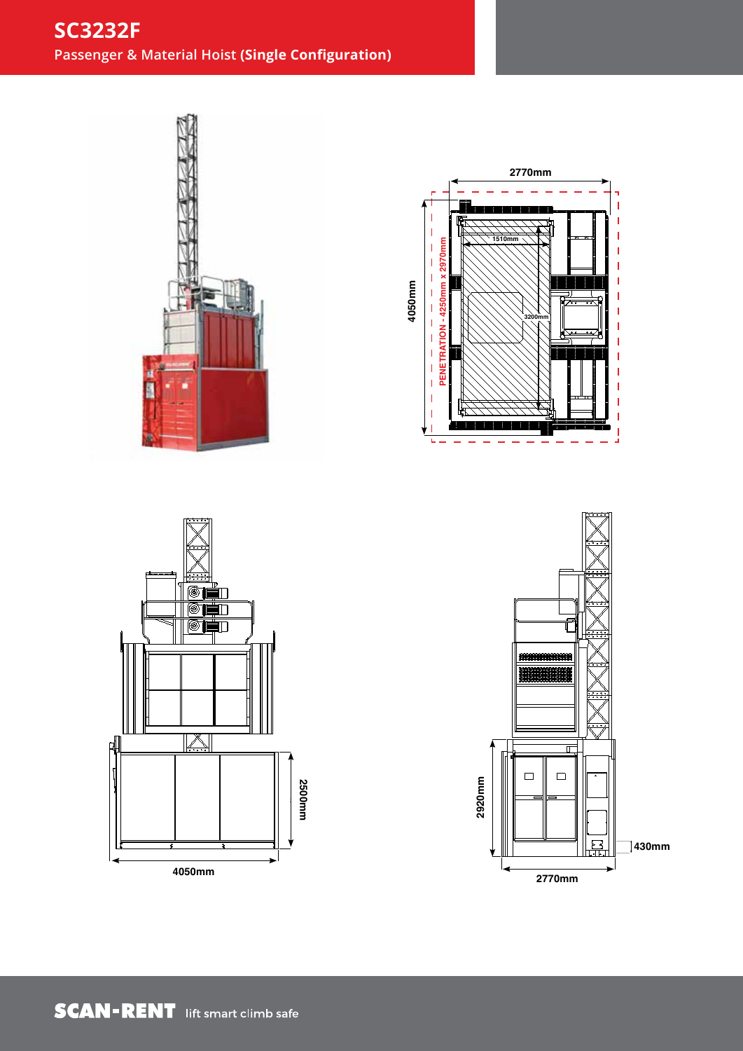# SC3232F

Passenger & Material Hoist **(Single Configuration)**

2770mm

1510mm

4050mm

PENETRATION - 4250mm x 2970mm

3200mm

2500mm

4050mm

2920mm

430mm

2770mm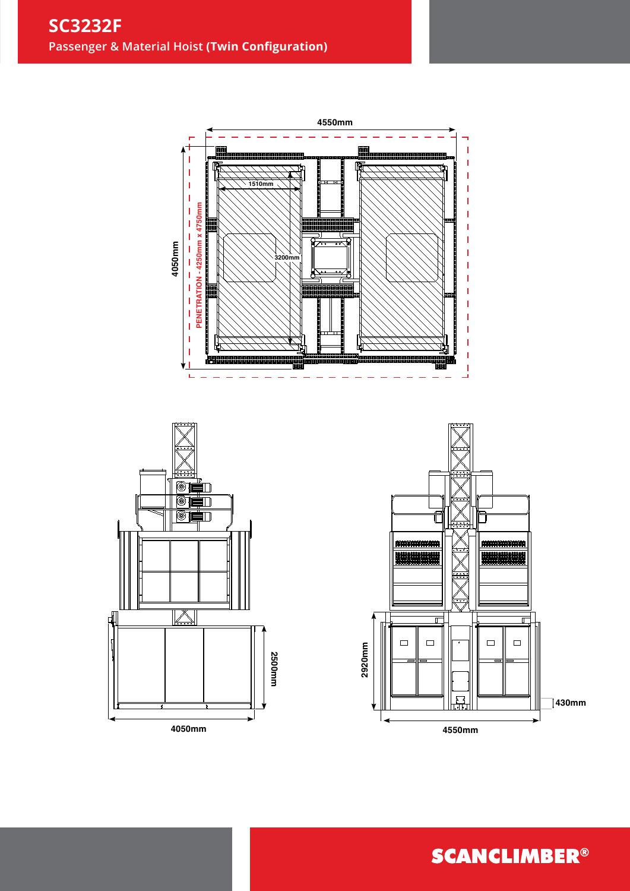# SC3232F

Passenger & Material Hoist **(Twin Configuration)**

4550mm

1510mm

3200mm

4050mm

PENETRATION - 4250mm x 4750mm

2500mm

4050mm

2920mm

430mm

4550mm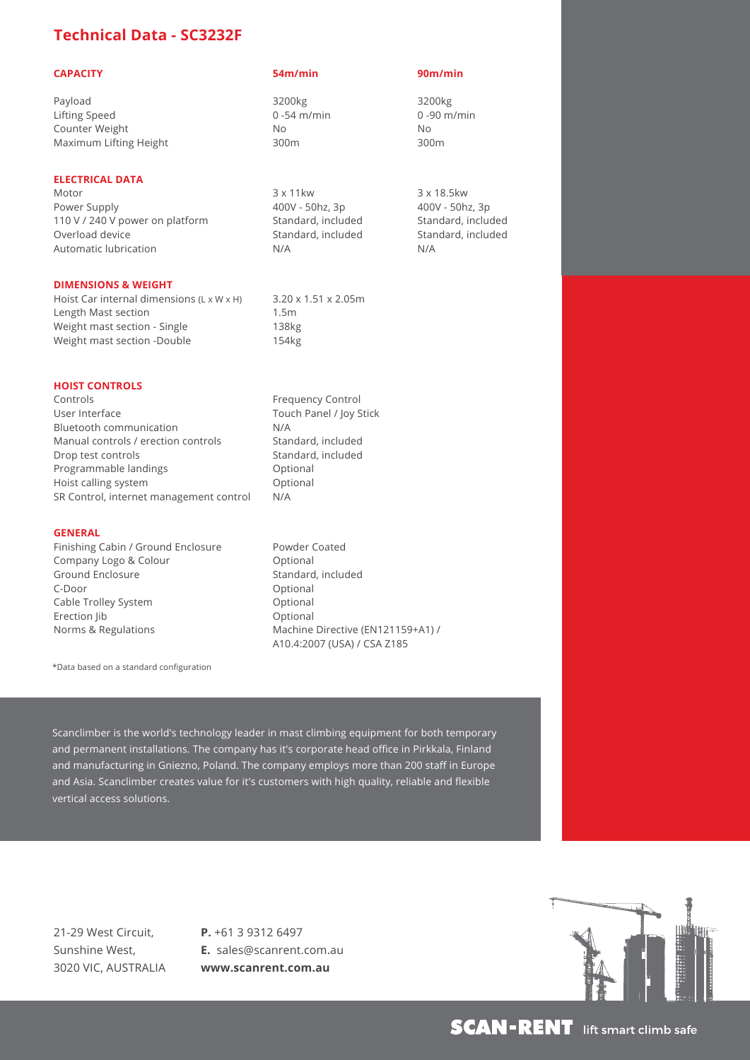# Technical Data - SC3232F

| CAPACITY | 54m/min | 90m/min |
|---|---|---|
| Payload | 3200kg | 3200kg |
| Lifting Speed | 0 -54 m/min | 0 -90 m/min |
| Counter Weight | No | No |
| Maximum Lifting Height | 300m | 300m |

| ELECTRICAL DATA | | |
|---|---|---|
| Motor | 3 x 11kw | 3 x 18.5kw |
| Power Supply | 400V - 50hz, 3p | 400V - 50hz, 3p |
| 110 V / 240 V power on platform | Standard, included | Standard, included |
| Overload device | Standard, included | Standard, included |
| Automatic lubrication | N/A | N/A |

| DIMENSIONS & WEIGHT | |
|---|---|
| Hoist Car internal dimensions (L x W x H) | 3.20 x 1.51 x 2.05m |
| Length Mast section | 1.5m |
| Weight mast section - Single | 138kg |
| Weight mast section -Double | 154kg |

| HOIST CONTROLS | |
|---|---|
| Controls | Frequency Control |
| User Interface | Touch Panel / Joy Stick |
| Bluetooth communication | N/A |
| Manual controls / erection controls | Standard, included |
| Drop test controls | Standard, included |
| Programmable landings | Optional |
| Hoist calling system | Optional |
| SR Control, internet management control | N/A |

| GENERAL | |
|---|---|
| Finishing Cabin / Ground Enclosure | Powder Coated |
| Company Logo & Colour | Optional |
| Ground Enclosure | Standard, included |
| C-Door | Optional |
| Cable Trolley System | Optional |
| Erection Jib | Optional |
| Norms & Regulations | Machine Directive (EN121159+A1) / A10.4:2007 (USA) / CSA Z185 |

*Data based on a standard configuration

Scanclimber is the world's technology leader in mast climbing equipment for both temporary and permanent installations. The company has it's corporate head office in Pirkkala, Finland and manufacturing in Gniezno, Poland. The company employs more than 200 staff in Europe and Asia. Scanclimber creates value for it's customers with high quality, reliable and flexible vertical access solutions.

21-29 West Circuit,
Sunshine West,
3020 VIC, AUSTRALIA

**P.** +61 3 9312 6497
**E.** sales@scanrent.com.au
**www.scanrent.com.au**

**SCAN-RENT** lift smart climb safe